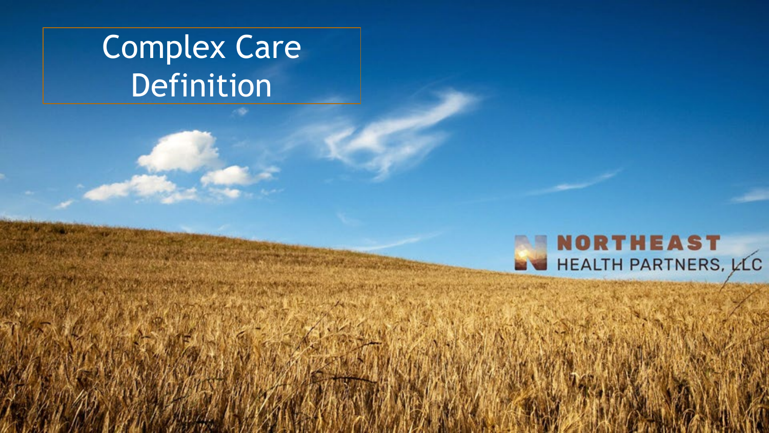# Complex Care Definition

NORTHEAST HEALTH PARTNERS, LLC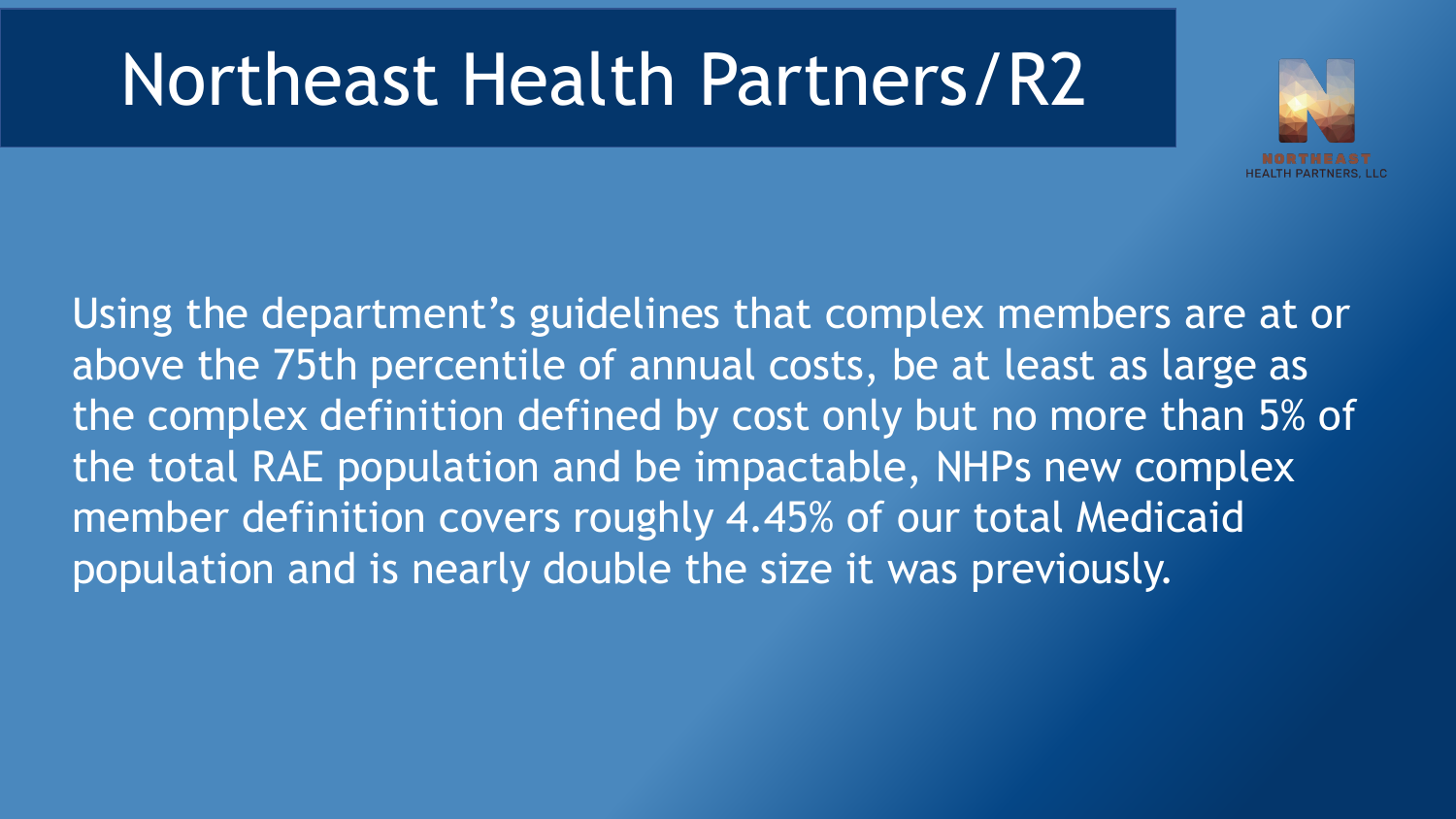# Northeast Health Partners/R2

NORTHEAST HEALTH PARTNERS, LLC

Using the department's guidelines that complex members are at or above the 75th percentile of annual costs, be at least as large as the complex definition defined by cost only but no more than 5% of the total RAE population and be impactable, NHPs new complex member definition covers roughly 4.45% of our total Medicaid population and is nearly double the size it was previously.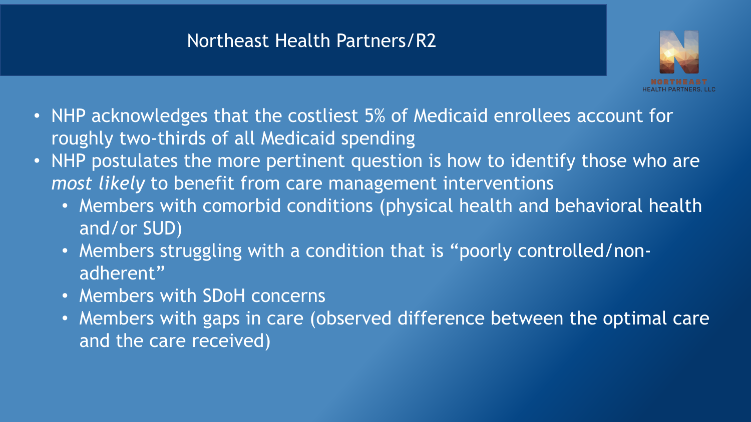# Northeast Health Partners/R2

- NHP acknowledges that the costliest 5% of Medicaid enrollees account for roughly two-thirds of all Medicaid spending
- NHP postulates the more pertinent question is how to identify those who are *most likely* to benefit from care management interventions
  - Members with comorbid conditions (physical health and behavioral health and/or SUD)
  - Members struggling with a condition that is "poorly controlled/non-adherent"
  - Members with SDoH concerns
  - Members with gaps in care (observed difference between the optimal care and the care received)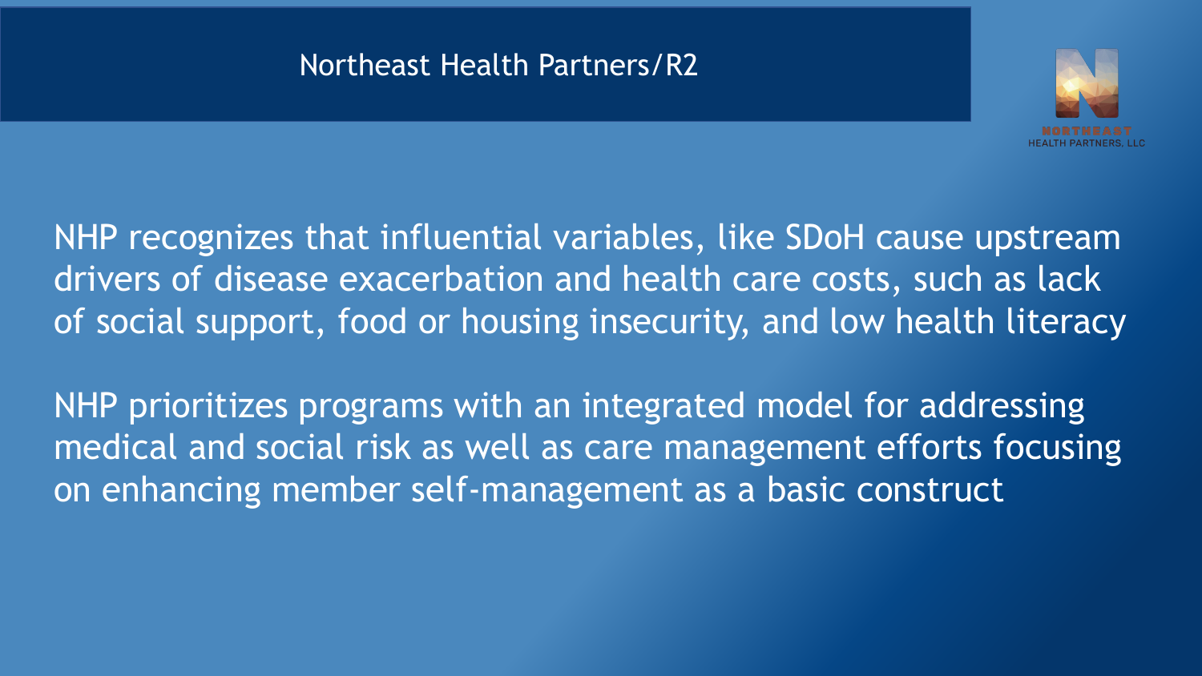# Northeast Health Partners/R2

NORTHEAST HEALTH PARTNERS, LLC

NHP recognizes that influential variables, like SDoH cause upstream drivers of disease exacerbation and health care costs, such as lack of social support, food or housing insecurity, and low health literacy

NHP prioritizes programs with an integrated model for addressing medical and social risk as well as care management efforts focusing on enhancing member self-management as a basic construct